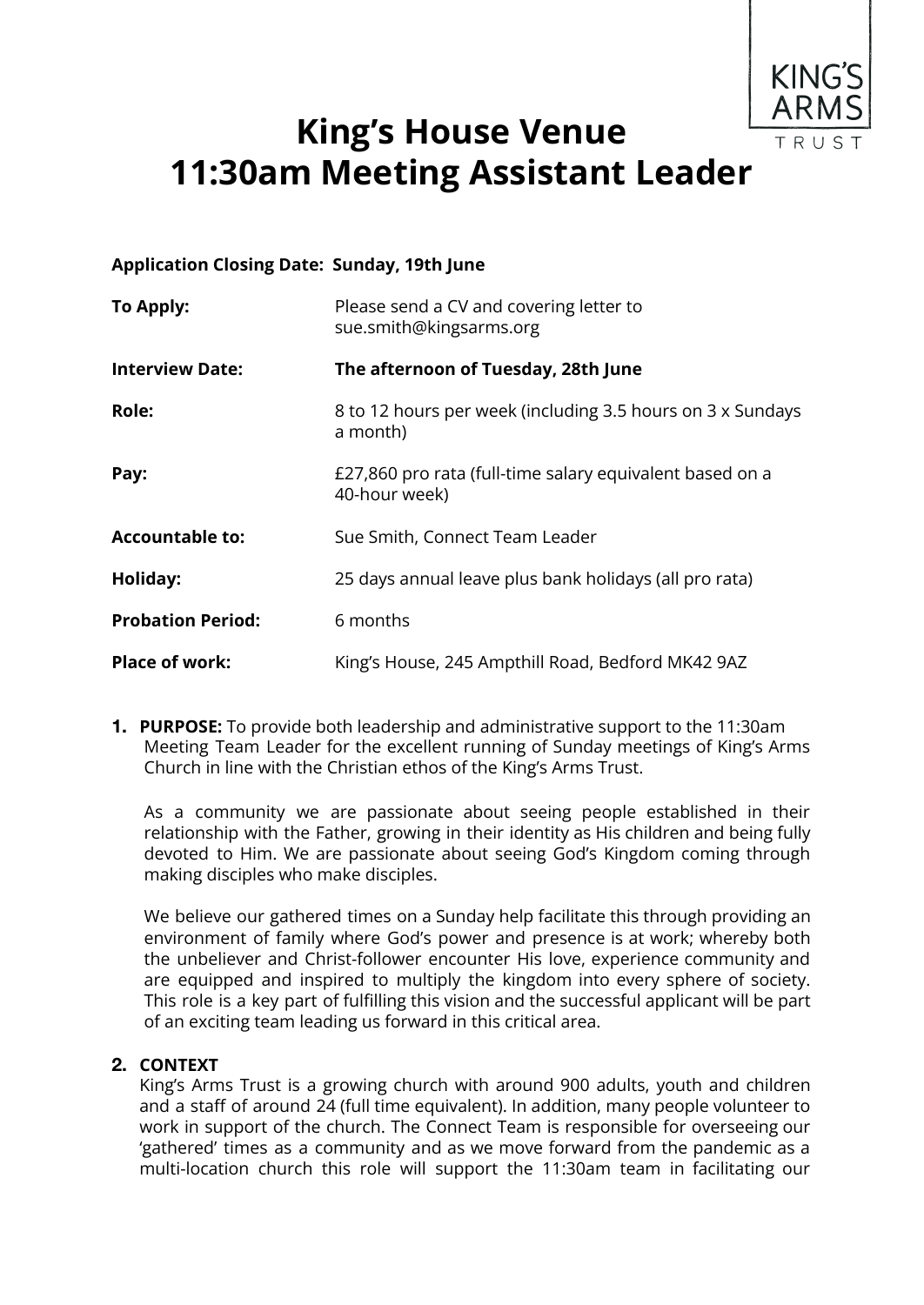# King's House Venue
# 11:30am Meeting Assistant Leader

**Application Closing Date: Sunday, 19th June**

| | |
|---|---|
| **To Apply:** | Please send a CV and covering letter to sue.smith@kingsarms.org |
| **Interview Date:** | **The afternoon of Tuesday, 28th June** |
| **Role:** | 8 to 12 hours per week (including 3.5 hours on 3 x Sundays a month) |
| **Pay:** | £27,860 pro rata (full-time salary equivalent based on a 40-hour week) |
| **Accountable to:** | Sue Smith, Connect Team Leader |
| **Holiday:** | 25 days annual leave plus bank holidays (all pro rata) |
| **Probation Period:** | 6 months |
| **Place of work:** | King's House, 245 Ampthill Road, Bedford MK42 9AZ |

1. **PURPOSE:** To provide both leadership and administrative support to the 11:30am Meeting Team Leader for the excellent running of Sunday meetings of King's Arms Church in line with the Christian ethos of the King's Arms Trust.

   As a community we are passionate about seeing people established in their relationship with the Father, growing in their identity as His children and being fully devoted to Him. We are passionate about seeing God's Kingdom coming through making disciples who make disciples.

   We believe our gathered times on a Sunday help facilitate this through providing an environment of family where God's power and presence is at work; whereby both the unbeliever and Christ-follower encounter His love, experience community and are equipped and inspired to multiply the kingdom into every sphere of society. This role is a key part of fulfilling this vision and the successful applicant will be part of an exciting team leading us forward in this critical area.

2. **CONTEXT**
   King's Arms Trust is a growing church with around 900 adults, youth and children and a staff of around 24 (full time equivalent). In addition, many people volunteer to work in support of the church. The Connect Team is responsible for overseeing our 'gathered' times as a community and as we move forward from the pandemic as a multi-location church this role will support the 11:30am team in facilitating our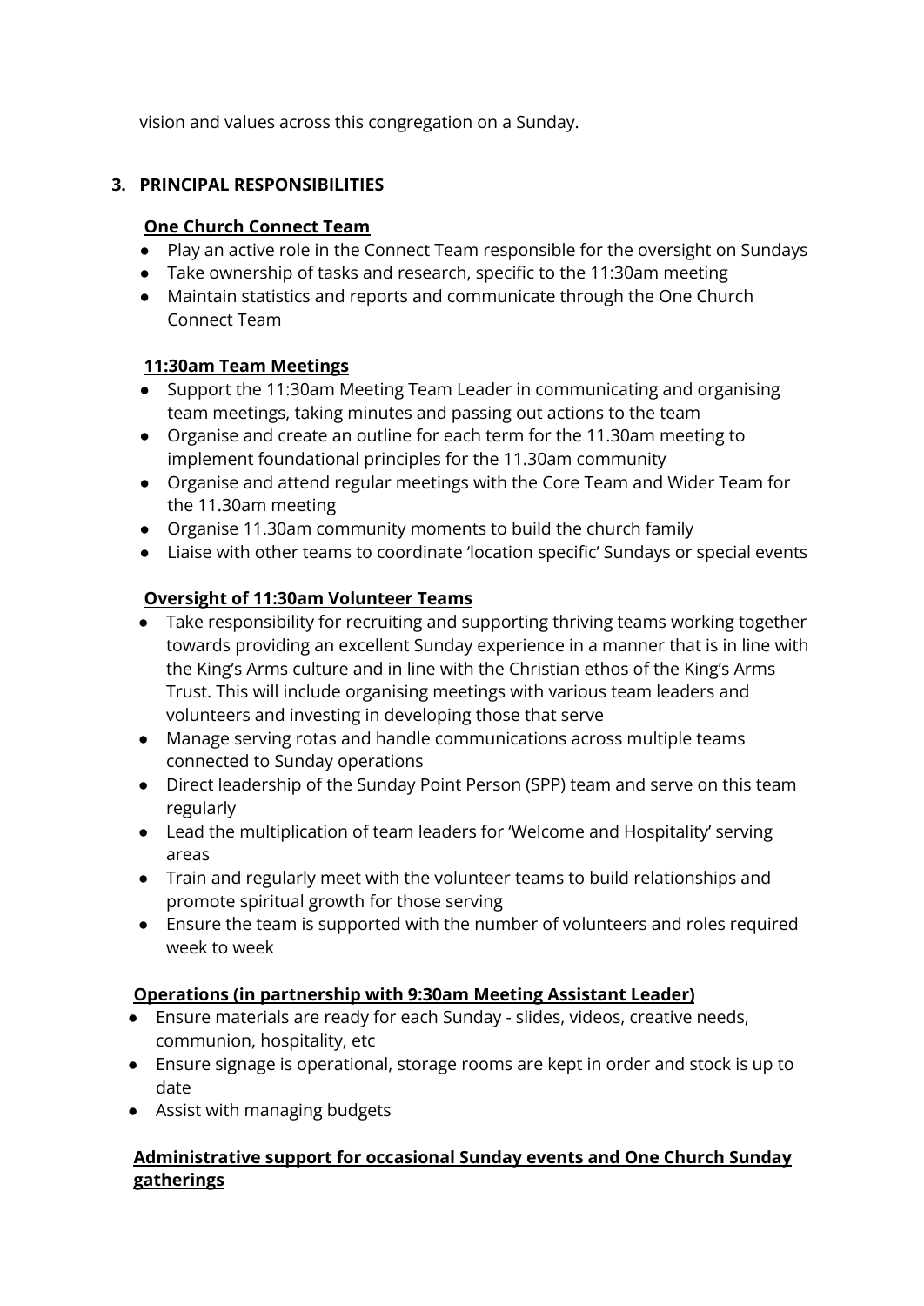vision and values across this congregation on a Sunday.

## 3. PRINCIPAL RESPONSIBILITIES

**One Church Connect Team**

- Play an active role in the Connect Team responsible for the oversight on Sundays
- Take ownership of tasks and research, specific to the 11:30am meeting
- Maintain statistics and reports and communicate through the One Church Connect Team

**11:30am Team Meetings**

- Support the 11:30am Meeting Team Leader in communicating and organising team meetings, taking minutes and passing out actions to the team
- Organise and create an outline for each term for the 11.30am meeting to implement foundational principles for the 11.30am community
- Organise and attend regular meetings with the Core Team and Wider Team for the 11.30am meeting
- Organise 11.30am community moments to build the church family
- Liaise with other teams to coordinate 'location specific' Sundays or special events

**Oversight of 11:30am Volunteer Teams**

- Take responsibility for recruiting and supporting thriving teams working together towards providing an excellent Sunday experience in a manner that is in line with the King's Arms culture and in line with the Christian ethos of the King's Arms Trust. This will include organising meetings with various team leaders and volunteers and investing in developing those that serve
- Manage serving rotas and handle communications across multiple teams connected to Sunday operations
- Direct leadership of the Sunday Point Person (SPP) team and serve on this team regularly
- Lead the multiplication of team leaders for 'Welcome and Hospitality' serving areas
- Train and regularly meet with the volunteer teams to build relationships and promote spiritual growth for those serving
- Ensure the team is supported with the number of volunteers and roles required week to week

**Operations (in partnership with 9:30am Meeting Assistant Leader)**

- Ensure materials are ready for each Sunday - slides, videos, creative needs, communion, hospitality, etc
- Ensure signage is operational, storage rooms are kept in order and stock is up to date
- Assist with managing budgets

**Administrative support for occasional Sunday events and One Church Sunday gatherings**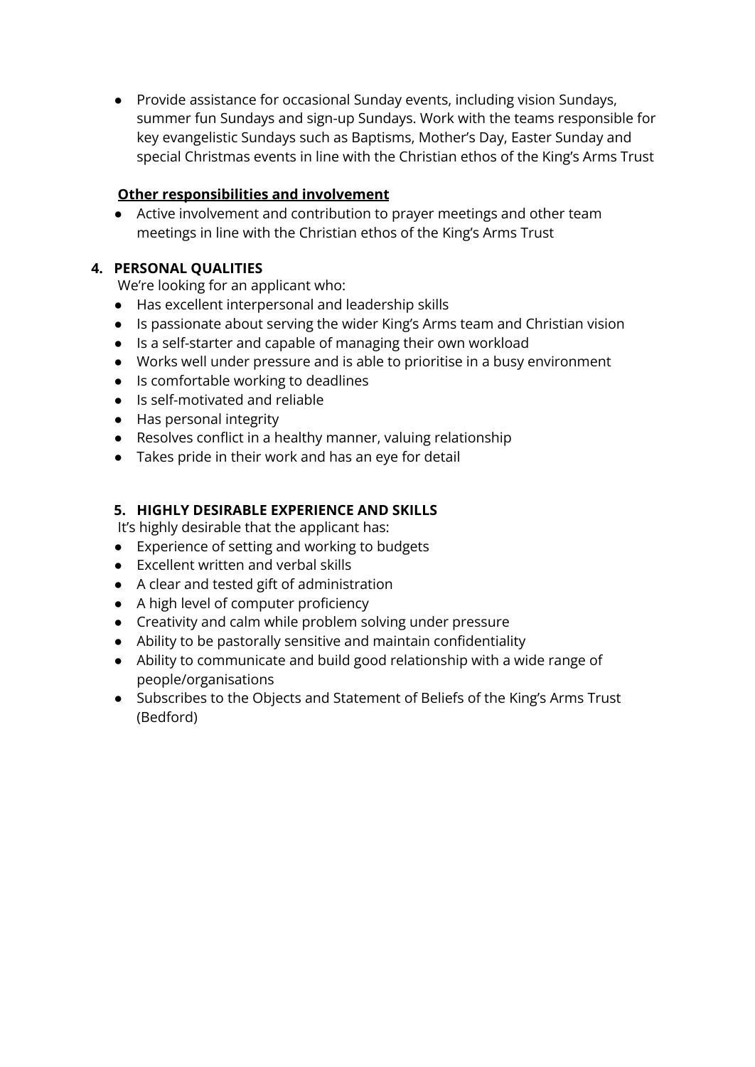- Provide assistance for occasional Sunday events, including vision Sundays, summer fun Sundays and sign-up Sundays. Work with the teams responsible for key evangelistic Sundays such as Baptisms, Mother's Day, Easter Sunday and special Christmas events in line with the Christian ethos of the King's Arms Trust

**Other responsibilities and involvement**

- Active involvement and contribution to prayer meetings and other team meetings in line with the Christian ethos of the King's Arms Trust

## 4. PERSONAL QUALITIES

We're looking for an applicant who:

- Has excellent interpersonal and leadership skills
- Is passionate about serving the wider King's Arms team and Christian vision
- Is a self-starter and capable of managing their own workload
- Works well under pressure and is able to prioritise in a busy environment
- Is comfortable working to deadlines
- Is self-motivated and reliable
- Has personal integrity
- Resolves conflict in a healthy manner, valuing relationship
- Takes pride in their work and has an eye for detail

## 5. HIGHLY DESIRABLE EXPERIENCE AND SKILLS

It's highly desirable that the applicant has:

- Experience of setting and working to budgets
- Excellent written and verbal skills
- A clear and tested gift of administration
- A high level of computer proficiency
- Creativity and calm while problem solving under pressure
- Ability to be pastorally sensitive and maintain confidentiality
- Ability to communicate and build good relationship with a wide range of people/organisations
- Subscribes to the Objects and Statement of Beliefs of the King's Arms Trust (Bedford)